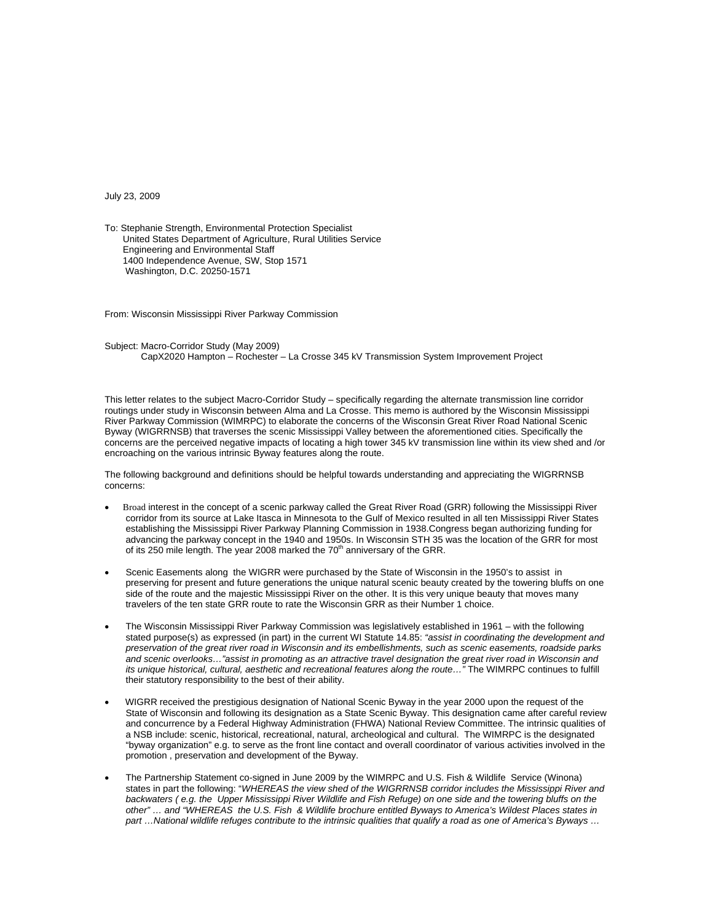July 23, 2009

To: Stephanie Strength, Environmental Protection Specialist
United States Department of Agriculture, Rural Utilities Service
Engineering and Environmental Staff
1400 Independence Avenue, SW, Stop 1571
Washington, D.C. 20250-1571

From: Wisconsin Mississippi River Parkway Commission

Subject: Macro-Corridor Study (May 2009)
CapX2020 Hampton – Rochester – La Crosse 345 kV Transmission System Improvement Project

This letter relates to the subject Macro-Corridor Study – specifically regarding the alternate transmission line corridor routings under study in Wisconsin between Alma and La Crosse. This memo is authored by the Wisconsin Mississippi River Parkway Commission (WIMRPC) to elaborate the concerns of the Wisconsin Great River Road National Scenic Byway (WIGRRNSB) that traverses the scenic Mississippi Valley between the aforementioned cities. Specifically the concerns are the perceived negative impacts of locating a high tower 345 kV transmission line within its view shed and /or encroaching on the various intrinsic Byway features along the route.

The following background and definitions should be helpful towards understanding and appreciating the WIGRRNSB concerns:

- Broad interest in the concept of a scenic parkway called the Great River Road (GRR) following the Mississippi River corridor from its source at Lake Itasca in Minnesota to the Gulf of Mexico resulted in all ten Mississippi River States establishing the Mississippi River Parkway Planning Commission in 1938.Congress began authorizing funding for advancing the parkway concept in the 1940 and 1950s. In Wisconsin STH 35 was the location of the GRR for most of its 250 mile length. The year 2008 marked the 70th anniversary of the GRR.
- Scenic Easements along the WIGRR were purchased by the State of Wisconsin in the 1950's to assist in preserving for present and future generations the unique natural scenic beauty created by the towering bluffs on one side of the route and the majestic Mississippi River on the other. It is this very unique beauty that moves many travelers of the ten state GRR route to rate the Wisconsin GRR as their Number 1 choice.
- The Wisconsin Mississippi River Parkway Commission was legislatively established in 1961 – with the following stated purpose(s) as expressed (in part) in the current WI Statute 14.85: *"assist in coordinating the development and preservation of the great river road in Wisconsin and its embellishments, such as scenic easements, roadside parks and scenic overlooks…"assist in promoting as an attractive travel designation the great river road in Wisconsin and its unique historical, cultural, aesthetic and recreational features along the route…"* The WIMRPC continues to fulfill their statutory responsibility to the best of their ability.
- WIGRR received the prestigious designation of National Scenic Byway in the year 2000 upon the request of the State of Wisconsin and following its designation as a State Scenic Byway. This designation came after careful review and concurrence by a Federal Highway Administration (FHWA) National Review Committee. The intrinsic qualities of a NSB include: scenic, historical, recreational, natural, archeological and cultural. The WIMRPC is the designated "byway organization" e.g. to serve as the front line contact and overall coordinator of various activities involved in the promotion , preservation and development of the Byway.
- The Partnership Statement co-signed in June 2009 by the WIMRPC and U.S. Fish & Wildlife Service (Winona) states in part the following: "*WHEREAS the view shed of the WIGRRNSB corridor includes the Mississippi River and backwaters ( e.g. the Upper Mississippi River Wildlife and Fish Refuge) on one side and the towering bluffs on the other" … and "WHEREAS the U.S. Fish & Wildlife brochure entitled Byways to America's Wildest Places states in part …National wildlife refuges contribute to the intrinsic qualities that qualify a road as one of America's Byways …*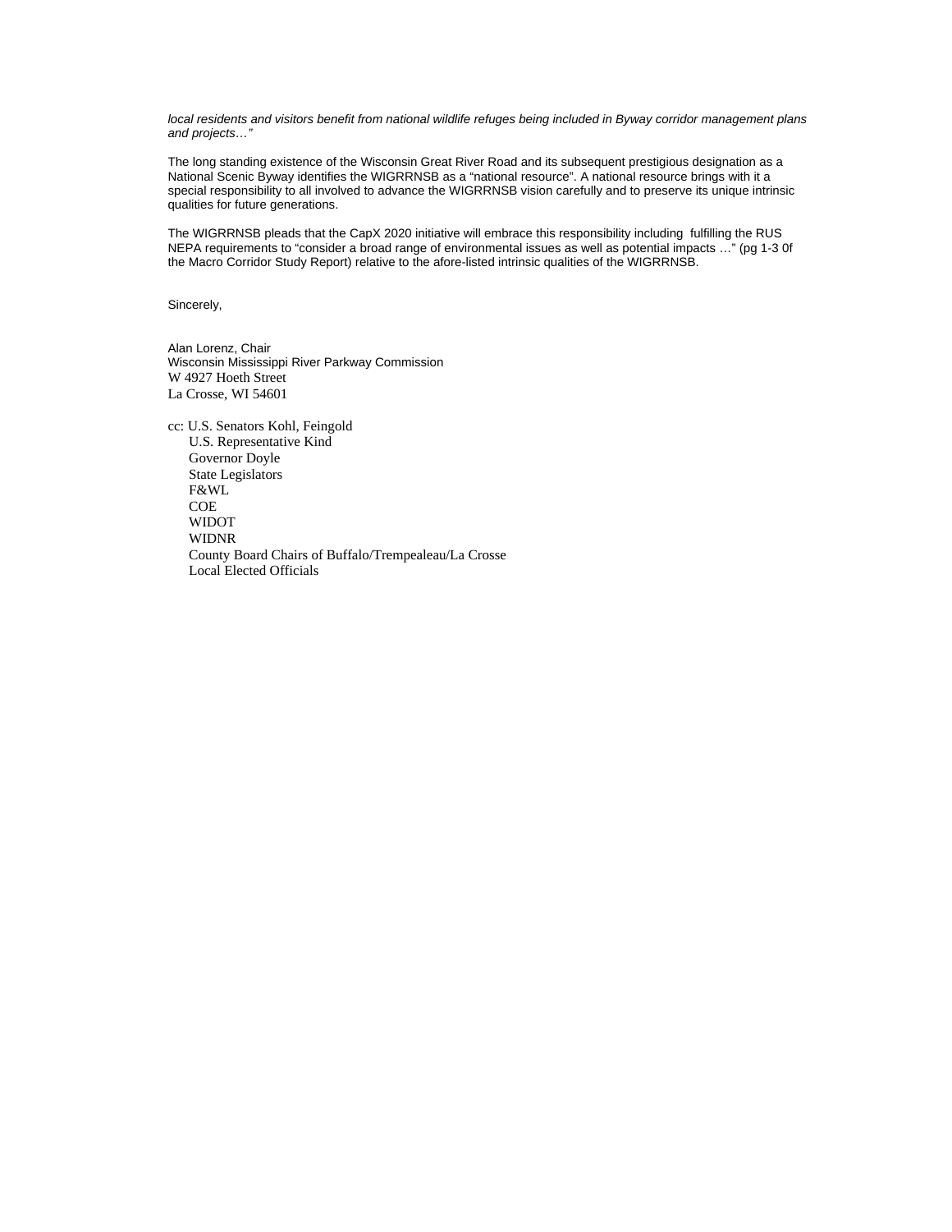*local residents and visitors benefit from national wildlife refuges being included in Byway corridor management plans and projects…"*

The long standing existence of the Wisconsin Great River Road and its subsequent prestigious designation as a National Scenic Byway identifies the WIGRRNSB as a "national resource". A national resource brings with it a special responsibility to all involved to advance the WIGRRNSB vision carefully and to preserve its unique intrinsic qualities for future generations.

The WIGRRNSB pleads that the CapX 2020 initiative will embrace this responsibility including fulfilling the RUS NEPA requirements to "consider a broad range of environmental issues as well as potential impacts …" (pg 1-3 0f the Macro Corridor Study Report) relative to the afore-listed intrinsic qualities of the WIGRRNSB.

Sincerely,

Alan Lorenz, Chair
Wisconsin Mississippi River Parkway Commission
W 4927 Hoeth Street
La Crosse, WI 54601

cc: U.S. Senators Kohl, Feingold
U.S. Representative Kind
Governor Doyle
State Legislators
F&WL
COE
WIDOT
WIDNR
County Board Chairs of Buffalo/Trempealeau/La Crosse
Local Elected Officials